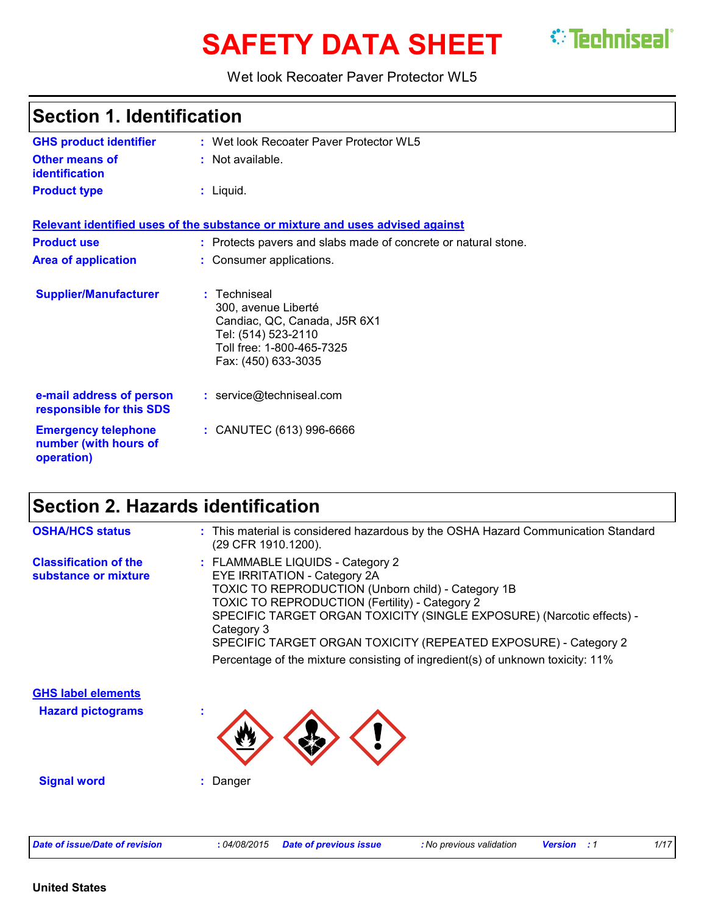# SAFETY DATA SHEET

Techniseal®

Wet look Recoater Paver Protector WL5

## Section 1. Identification

**GHS product identifier** : Wet look Recoater Paver Protector WL5

**Other means of identification** : Not available.

**Product type** : Liquid.

**Relevant identified uses of the substance or mixture and uses advised against**

**Product use** : Protects pavers and slabs made of concrete or natural stone.

**Area of application** : Consumer applications.

**Supplier/Manufacturer** : Techniseal
300, avenue Liberté
Candiac, QC, Canada, J5R 6X1
Tel: (514) 523-2110
Toll free: 1-800-465-7325
Fax: (450) 633-3035

**e-mail address of person responsible for this SDS** : service@techniseal.com

**Emergency telephone number (with hours of operation)** : CANUTEC (613) 996-6666

## Section 2. Hazards identification

**OSHA/HCS status** : This material is considered hazardous by the OSHA Hazard Communication Standard (29 CFR 1910.1200).

**Classification of the substance or mixture** : FLAMMABLE LIQUIDS - Category 2
EYE IRRITATION - Category 2A
TOXIC TO REPRODUCTION (Unborn child) - Category 1B
TOXIC TO REPRODUCTION (Fertility) - Category 2
SPECIFIC TARGET ORGAN TOXICITY (SINGLE EXPOSURE) (Narcotic effects) - Category 3
SPECIFIC TARGET ORGAN TOXICITY (REPEATED EXPOSURE) - Category 2
Percentage of the mixture consisting of ingredient(s) of unknown toxicity: 11%

**GHS label elements**

**Hazard pictograms** :

**Signal word** : Danger

*Date of issue/Date of revision* : 04/08/2015 *Date of previous issue* : No previous validation *Version* : 1

**United States**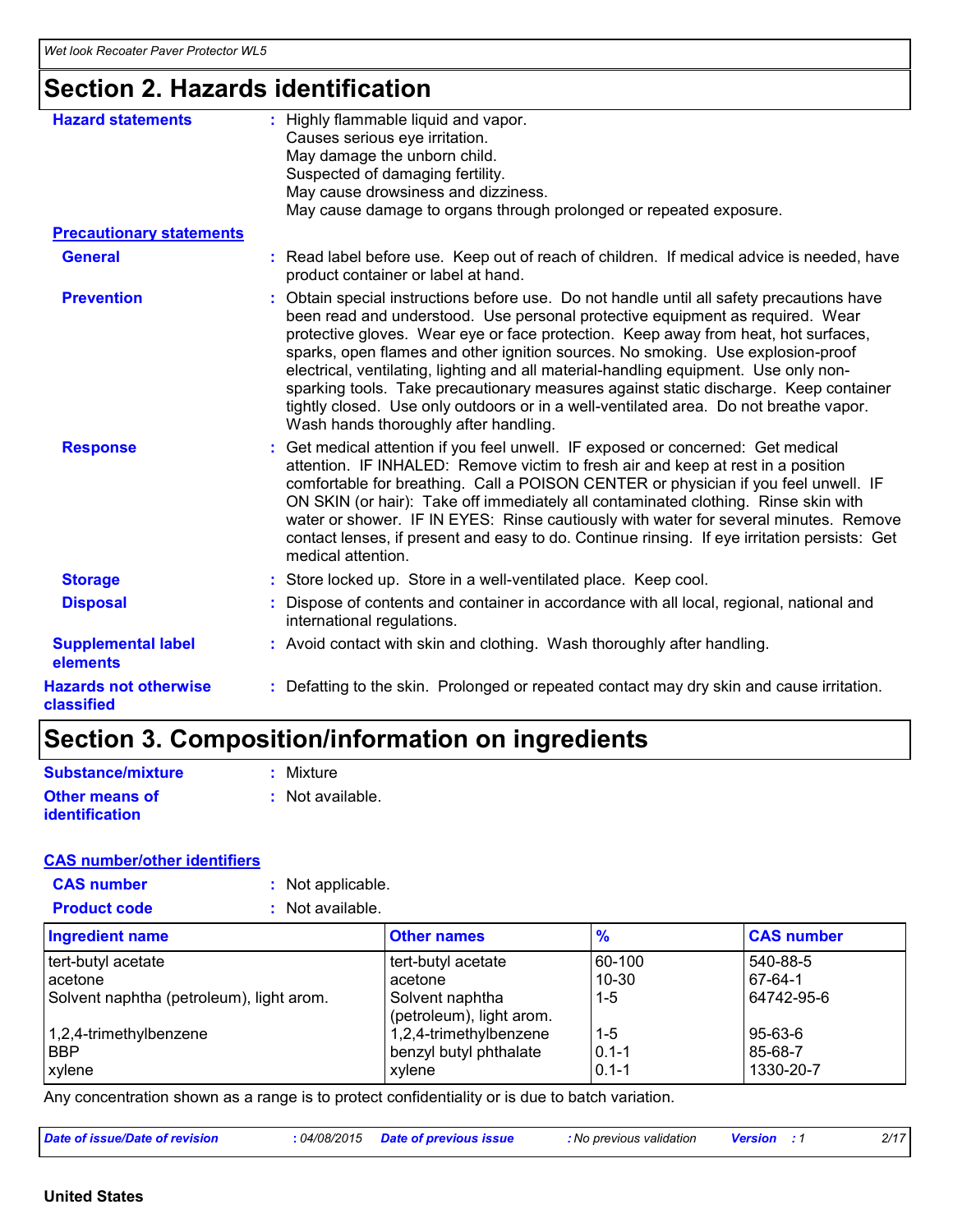## Section 2. Hazards identification

**Hazard statements** : Highly flammable liquid and vapor.
Causes serious eye irritation.
May damage the unborn child.
Suspected of damaging fertility.
May cause drowsiness and dizziness.
May cause damage to organs through prolonged or repeated exposure.

**Precautionary statements**

**General** : Read label before use. Keep out of reach of children. If medical advice is needed, have product container or label at hand.

**Prevention** : Obtain special instructions before use. Do not handle until all safety precautions have been read and understood. Use personal protective equipment as required. Wear protective gloves. Wear eye or face protection. Keep away from heat, hot surfaces, sparks, open flames and other ignition sources. No smoking. Use explosion-proof electrical, ventilating, lighting and all material-handling equipment. Use only non-sparking tools. Take precautionary measures against static discharge. Keep container tightly closed. Use only outdoors or in a well-ventilated area. Do not breathe vapor. Wash hands thoroughly after handling.

**Response** : Get medical attention if you feel unwell. IF exposed or concerned: Get medical attention. IF INHALED: Remove victim to fresh air and keep at rest in a position comfortable for breathing. Call a POISON CENTER or physician if you feel unwell. IF ON SKIN (or hair): Take off immediately all contaminated clothing. Rinse skin with water or shower. IF IN EYES: Rinse cautiously with water for several minutes. Remove contact lenses, if present and easy to do. Continue rinsing. If eye irritation persists: Get medical attention.

**Storage** : Store locked up. Store in a well-ventilated place. Keep cool.

**Disposal** : Dispose of contents and container in accordance with all local, regional, national and international regulations.

**Supplemental label elements** : Avoid contact with skin and clothing. Wash thoroughly after handling.

**Hazards not otherwise classified** : Defatting to the skin. Prolonged or repeated contact may dry skin and cause irritation.

## Section 3. Composition/information on ingredients

**Substance/mixture** : Mixture

**Other means of identification** : Not available.

**CAS number/other identifiers**

**CAS number** : Not applicable.

**Product code** : Not available.

| Ingredient name | Other names | % | CAS number |
|---|---|---|---|
| tert-butyl acetate | tert-butyl acetate | 60-100 | 540-88-5 |
| acetone | acetone | 10-30 | 67-64-1 |
| Solvent naphtha (petroleum), light arom. | Solvent naphtha (petroleum), light arom. | 1-5 | 64742-95-6 |
| 1,2,4-trimethylbenzene | 1,2,4-trimethylbenzene | 1-5 | 95-63-6 |
| BBP | benzyl butyl phthalate | 0.1-1 | 85-68-7 |
| xylene | xylene | 0.1-1 | 1330-20-7 |

Any concentration shown as a range is to protect confidentiality or is due to batch variation.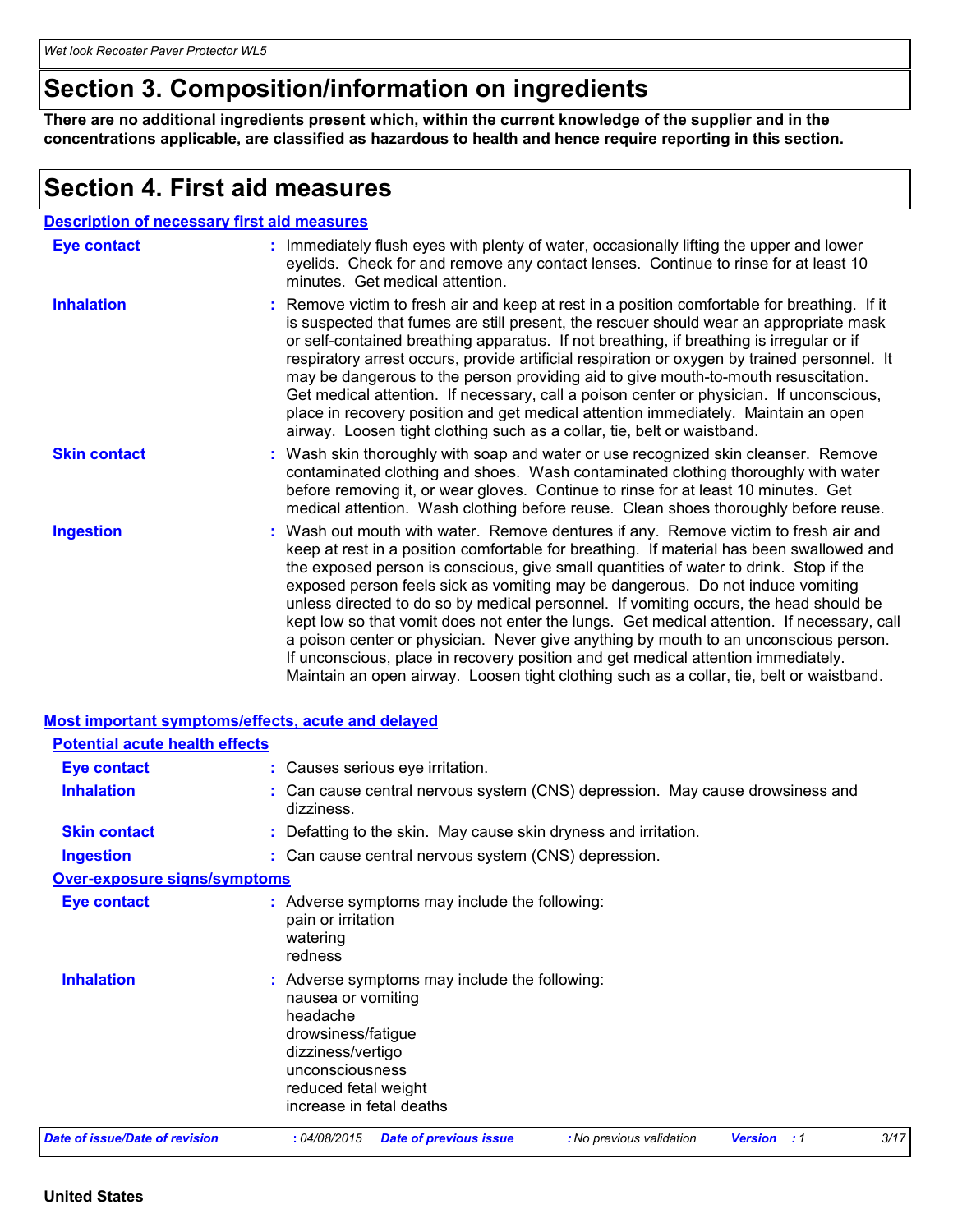# Section 3. Composition/information on ingredients

**There are no additional ingredients present which, within the current knowledge of the supplier and in the concentrations applicable, are classified as hazardous to health and hence require reporting in this section.**

# Section 4. First aid measures

## Description of necessary first aid measures

**Eye contact** : Immediately flush eyes with plenty of water, occasionally lifting the upper and lower eyelids. Check for and remove any contact lenses. Continue to rinse for at least 10 minutes. Get medical attention.

**Inhalation** : Remove victim to fresh air and keep at rest in a position comfortable for breathing. If it is suspected that fumes are still present, the rescuer should wear an appropriate mask or self-contained breathing apparatus. If not breathing, if breathing is irregular or if respiratory arrest occurs, provide artificial respiration or oxygen by trained personnel. It may be dangerous to the person providing aid to give mouth-to-mouth resuscitation. Get medical attention. If necessary, call a poison center or physician. If unconscious, place in recovery position and get medical attention immediately. Maintain an open airway. Loosen tight clothing such as a collar, tie, belt or waistband.

**Skin contact** : Wash skin thoroughly with soap and water or use recognized skin cleanser. Remove contaminated clothing and shoes. Wash contaminated clothing thoroughly with water before removing it, or wear gloves. Continue to rinse for at least 10 minutes. Get medical attention. Wash clothing before reuse. Clean shoes thoroughly before reuse.

**Ingestion** : Wash out mouth with water. Remove dentures if any. Remove victim to fresh air and keep at rest in a position comfortable for breathing. If material has been swallowed and the exposed person is conscious, give small quantities of water to drink. Stop if the exposed person feels sick as vomiting may be dangerous. Do not induce vomiting unless directed to do so by medical personnel. If vomiting occurs, the head should be kept low so that vomit does not enter the lungs. Get medical attention. If necessary, call a poison center or physician. Never give anything by mouth to an unconscious person. If unconscious, place in recovery position and get medical attention immediately. Maintain an open airway. Loosen tight clothing such as a collar, tie, belt or waistband.

## Most important symptoms/effects, acute and delayed

### Potential acute health effects

**Eye contact** : Causes serious eye irritation.

**Inhalation** : Can cause central nervous system (CNS) depression. May cause drowsiness and dizziness.

**Skin contact** : Defatting to the skin. May cause skin dryness and irritation.

**Ingestion** : Can cause central nervous system (CNS) depression.

### Over-exposure signs/symptoms

**Eye contact** : Adverse symptoms may include the following:
pain or irritation
watering
redness

**Inhalation** : Adverse symptoms may include the following:
nausea or vomiting
headache
drowsiness/fatigue
dizziness/vertigo
unconsciousness
reduced fetal weight
increase in fetal deaths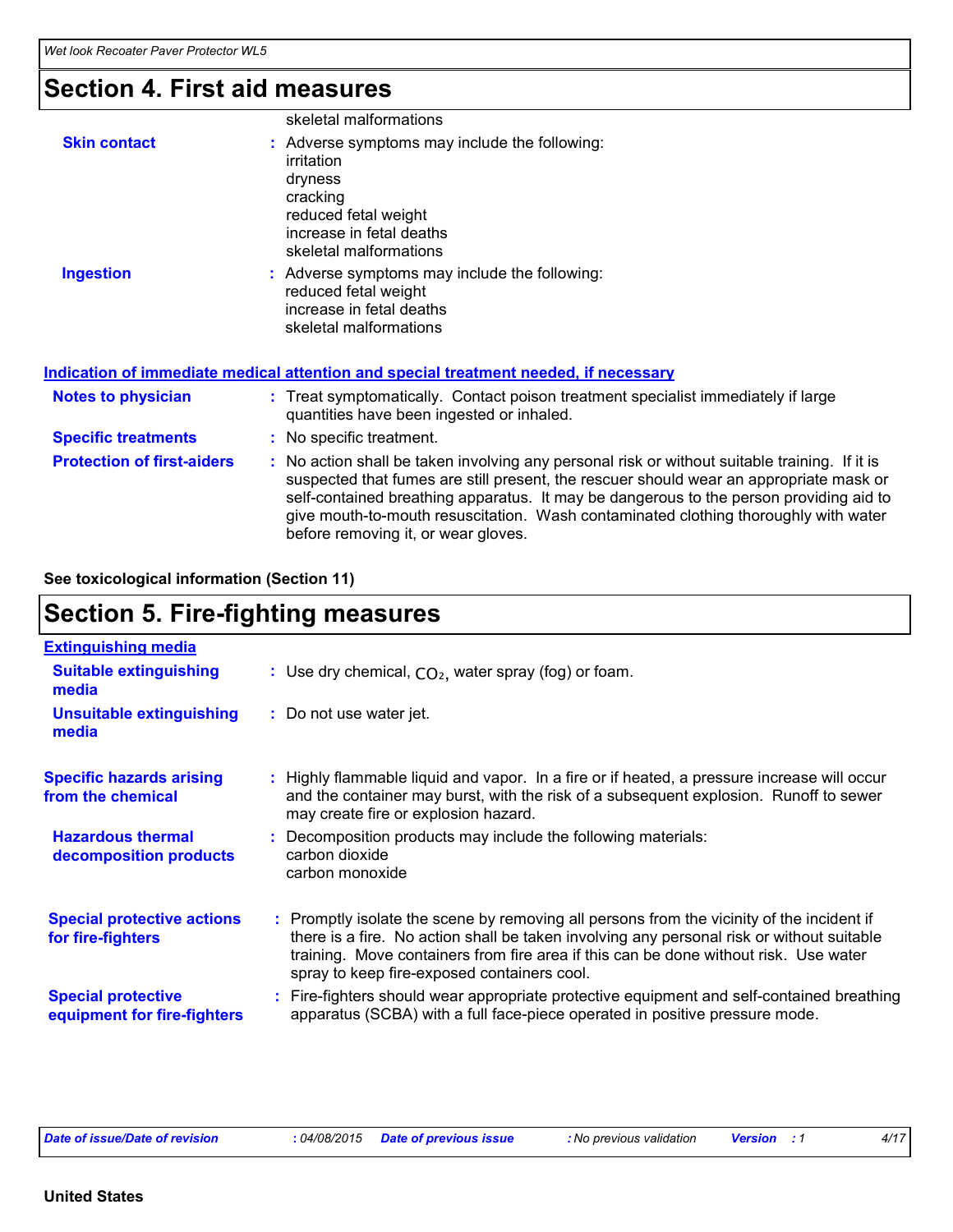# Section 4. First aid measures

skeletal malformations

**Skin contact** : Adverse symptoms may include the following:
irritation
dryness
cracking
reduced fetal weight
increase in fetal deaths
skeletal malformations

**Ingestion** : Adverse symptoms may include the following:
reduced fetal weight
increase in fetal deaths
skeletal malformations

## Indication of immediate medical attention and special treatment needed, if necessary

**Notes to physician** : Treat symptomatically. Contact poison treatment specialist immediately if large quantities have been ingested or inhaled.

**Specific treatments** : No specific treatment.

**Protection of first-aiders** : No action shall be taken involving any personal risk or without suitable training. If it is suspected that fumes are still present, the rescuer should wear an appropriate mask or self-contained breathing apparatus. It may be dangerous to the person providing aid to give mouth-to-mouth resuscitation. Wash contaminated clothing thoroughly with water before removing it, or wear gloves.

**See toxicological information (Section 11)**

# Section 5. Fire-fighting measures

## Extinguishing media

**Suitable extinguishing media** : Use dry chemical, $CO_2$, water spray (fog) or foam.

**Unsuitable extinguishing media** : Do not use water jet.

**Specific hazards arising from the chemical** : Highly flammable liquid and vapor. In a fire or if heated, a pressure increase will occur and the container may burst, with the risk of a subsequent explosion. Runoff to sewer may create fire or explosion hazard.

**Hazardous thermal decomposition products** : Decomposition products may include the following materials:
carbon dioxide
carbon monoxide

**Special protective actions for fire-fighters** : Promptly isolate the scene by removing all persons from the vicinity of the incident if there is a fire. No action shall be taken involving any personal risk or without suitable training. Move containers from fire area if this can be done without risk. Use water spray to keep fire-exposed containers cool.

**Special protective equipment for fire-fighters** : Fire-fighters should wear appropriate protective equipment and self-contained breathing apparatus (SCBA) with a full face-piece operated in positive pressure mode.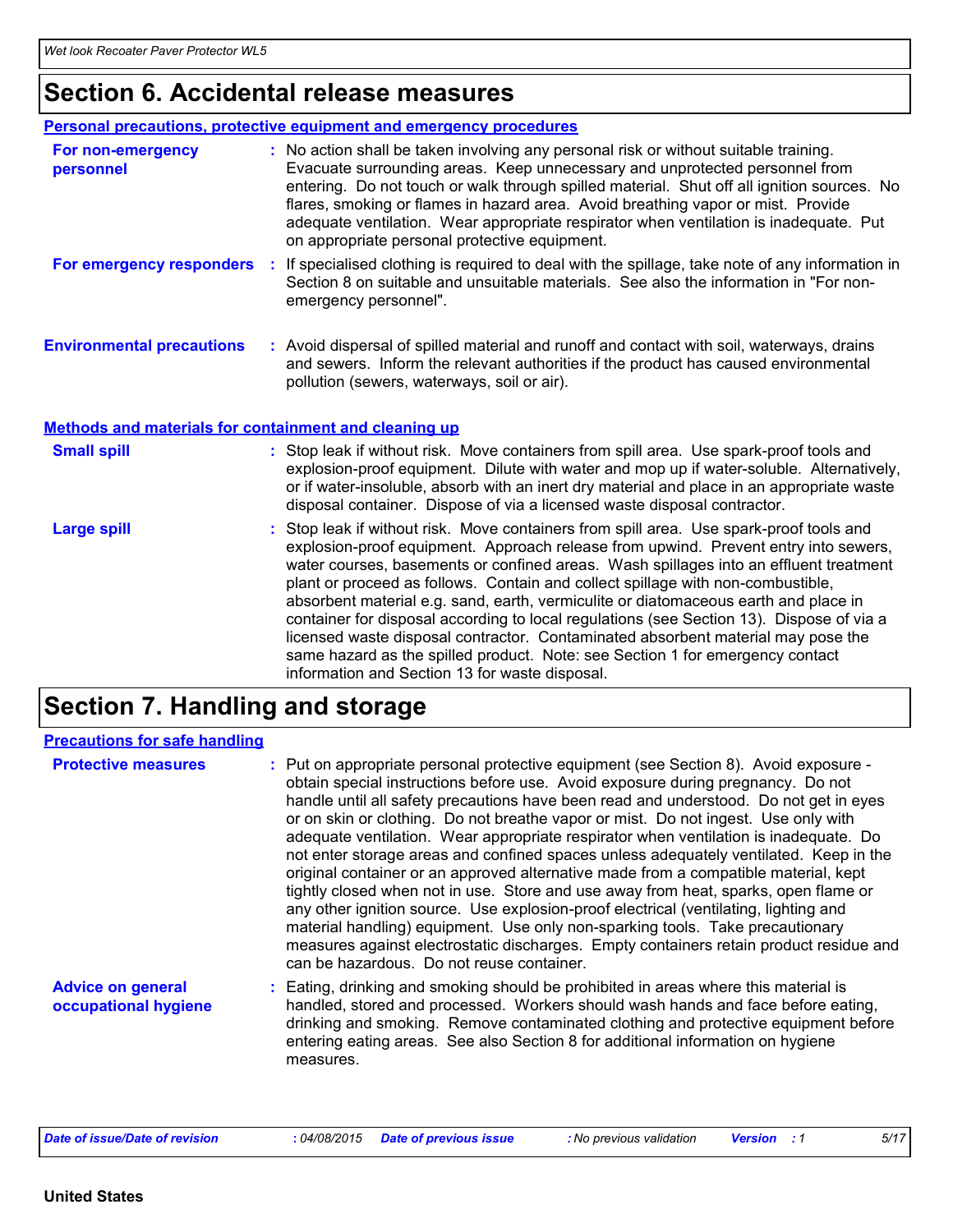# Section 6. Accidental release measures

## Personal precautions, protective equipment and emergency procedures

**For non-emergency personnel** : No action shall be taken involving any personal risk or without suitable training. Evacuate surrounding areas. Keep unnecessary and unprotected personnel from entering. Do not touch or walk through spilled material. Shut off all ignition sources. No flares, smoking or flames in hazard area. Avoid breathing vapor or mist. Provide adequate ventilation. Wear appropriate respirator when ventilation is inadequate. Put on appropriate personal protective equipment.

**For emergency responders** : If specialised clothing is required to deal with the spillage, take note of any information in Section 8 on suitable and unsuitable materials. See also the information in "For non-emergency personnel".

**Environmental precautions** : Avoid dispersal of spilled material and runoff and contact with soil, waterways, drains and sewers. Inform the relevant authorities if the product has caused environmental pollution (sewers, waterways, soil or air).

## Methods and materials for containment and cleaning up

**Small spill** : Stop leak if without risk. Move containers from spill area. Use spark-proof tools and explosion-proof equipment. Dilute with water and mop up if water-soluble. Alternatively, or if water-insoluble, absorb with an inert dry material and place in an appropriate waste disposal container. Dispose of via a licensed waste disposal contractor.

**Large spill** : Stop leak if without risk. Move containers from spill area. Use spark-proof tools and explosion-proof equipment. Approach release from upwind. Prevent entry into sewers, water courses, basements or confined areas. Wash spillages into an effluent treatment plant or proceed as follows. Contain and collect spillage with non-combustible, absorbent material e.g. sand, earth, vermiculite or diatomaceous earth and place in container for disposal according to local regulations (see Section 13). Dispose of via a licensed waste disposal contractor. Contaminated absorbent material may pose the same hazard as the spilled product. Note: see Section 1 for emergency contact information and Section 13 for waste disposal.

# Section 7. Handling and storage

## Precautions for safe handling

**Protective measures** : Put on appropriate personal protective equipment (see Section 8). Avoid exposure - obtain special instructions before use. Avoid exposure during pregnancy. Do not handle until all safety precautions have been read and understood. Do not get in eyes or on skin or clothing. Do not breathe vapor or mist. Do not ingest. Use only with adequate ventilation. Wear appropriate respirator when ventilation is inadequate. Do not enter storage areas and confined spaces unless adequately ventilated. Keep in the original container or an approved alternative made from a compatible material, kept tightly closed when not in use. Store and use away from heat, sparks, open flame or any other ignition source. Use explosion-proof electrical (ventilating, lighting and material handling) equipment. Use only non-sparking tools. Take precautionary measures against electrostatic discharges. Empty containers retain product residue and can be hazardous. Do not reuse container.

**Advice on general occupational hygiene** : Eating, drinking and smoking should be prohibited in areas where this material is handled, stored and processed. Workers should wash hands and face before eating, drinking and smoking. Remove contaminated clothing and protective equipment before entering eating areas. See also Section 8 for additional information on hygiene measures.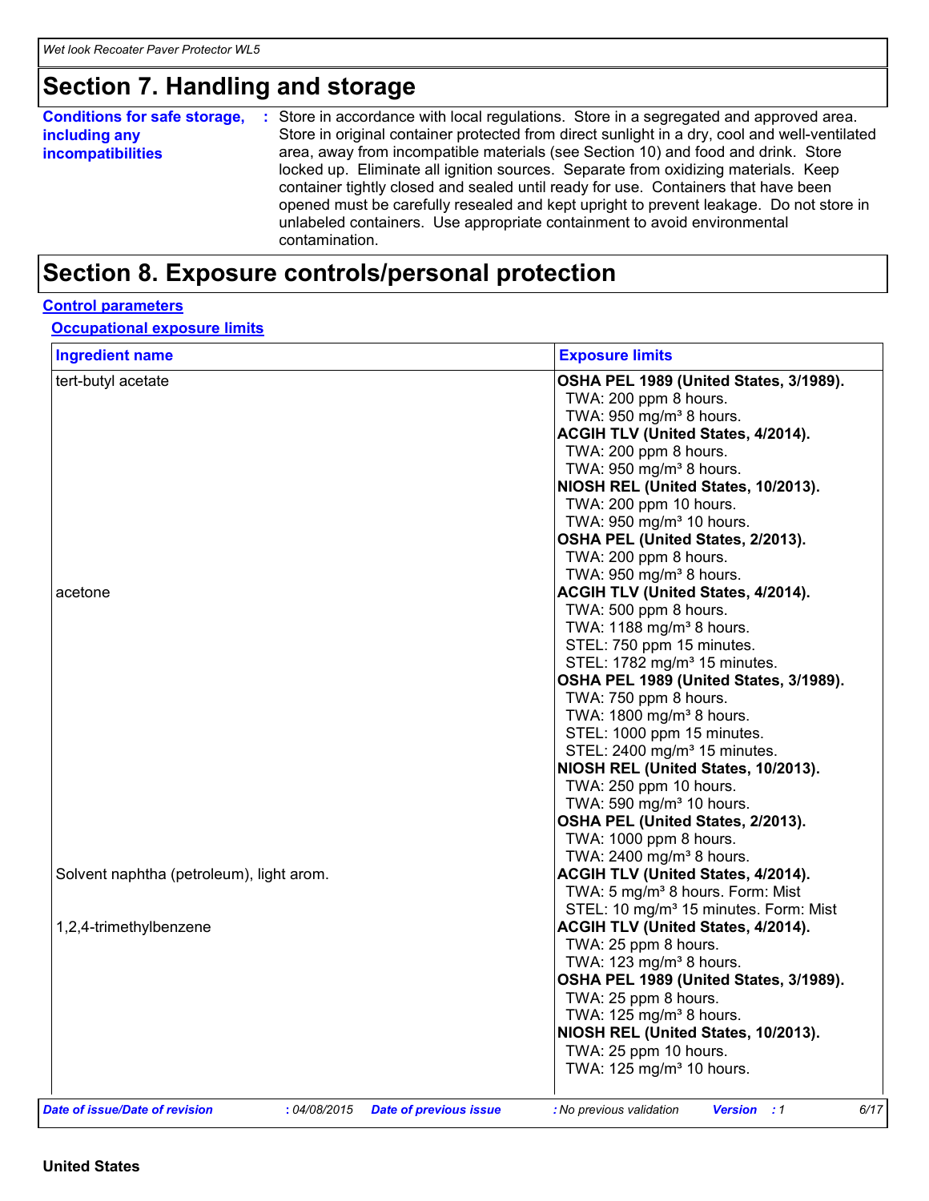# Section 7. Handling and storage

**Conditions for safe storage, including any incompatibilities** : Store in accordance with local regulations. Store in a segregated and approved area. Store in original container protected from direct sunlight in a dry, cool and well-ventilated area, away from incompatible materials (see Section 10) and food and drink. Store locked up. Eliminate all ignition sources. Separate from oxidizing materials. Keep container tightly closed and sealed until ready for use. Containers that have been opened must be carefully resealed and kept upright to prevent leakage. Do not store in unlabeled containers. Use appropriate containment to avoid environmental contamination.

# Section 8. Exposure controls/personal protection

## Control parameters

### Occupational exposure limits

| Ingredient name | Exposure limits |
|---|---|
| tert-butyl acetate | **OSHA PEL 1989 (United States, 3/1989).**<br>TWA: 200 ppm 8 hours.<br>TWA: 950 mg/m³ 8 hours.<br>**ACGIH TLV (United States, 4/2014).**<br>TWA: 200 ppm 8 hours.<br>TWA: 950 mg/m³ 8 hours.<br>**NIOSH REL (United States, 10/2013).**<br>TWA: 200 ppm 10 hours.<br>TWA: 950 mg/m³ 10 hours.<br>**OSHA PEL (United States, 2/2013).**<br>TWA: 200 ppm 8 hours.<br>TWA: 950 mg/m³ 8 hours. |
| acetone | **ACGIH TLV (United States, 4/2014).**<br>TWA: 500 ppm 8 hours.<br>TWA: 1188 mg/m³ 8 hours.<br>STEL: 750 ppm 15 minutes.<br>STEL: 1782 mg/m³ 15 minutes.<br>**OSHA PEL 1989 (United States, 3/1989).**<br>TWA: 750 ppm 8 hours.<br>TWA: 1800 mg/m³ 8 hours.<br>STEL: 1000 ppm 15 minutes.<br>STEL: 2400 mg/m³ 15 minutes.<br>**NIOSH REL (United States, 10/2013).**<br>TWA: 250 ppm 10 hours.<br>TWA: 590 mg/m³ 10 hours.<br>**OSHA PEL (United States, 2/2013).**<br>TWA: 1000 ppm 8 hours.<br>TWA: 2400 mg/m³ 8 hours. |
| Solvent naphtha (petroleum), light arom. | **ACGIH TLV (United States, 4/2014).**<br>TWA: 5 mg/m³ 8 hours. Form: Mist<br>STEL: 10 mg/m³ 15 minutes. Form: Mist |
| 1,2,4-trimethylbenzene | **ACGIH TLV (United States, 4/2014).**<br>TWA: 25 ppm 8 hours.<br>TWA: 123 mg/m³ 8 hours.<br>**OSHA PEL 1989 (United States, 3/1989).**<br>TWA: 25 ppm 8 hours.<br>TWA: 125 mg/m³ 8 hours.<br>**NIOSH REL (United States, 10/2013).**<br>TWA: 25 ppm 10 hours.<br>TWA: 125 mg/m³ 10 hours. |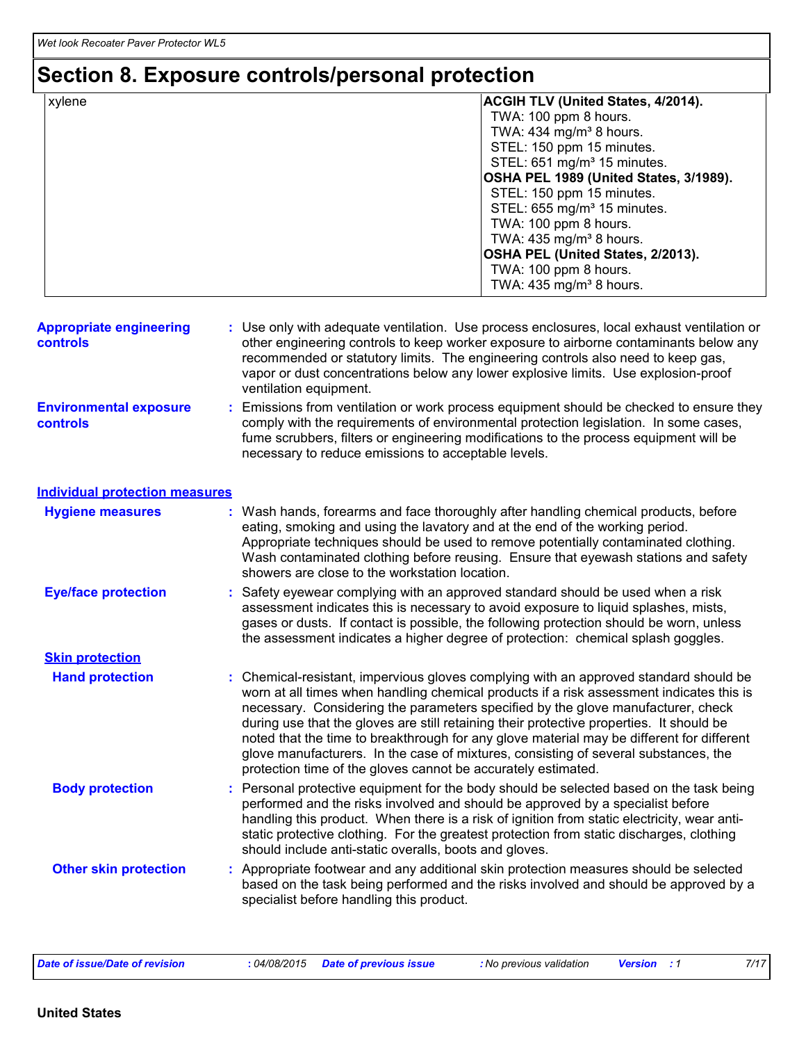# Section 8. Exposure controls/personal protection

| | |
|---|---|
| xylene | **ACGIH TLV (United States, 4/2014).**<br>TWA: 100 ppm 8 hours.<br>TWA: 434 mg/m³ 8 hours.<br>STEL: 150 ppm 15 minutes.<br>STEL: 651 mg/m³ 15 minutes.<br>**OSHA PEL 1989 (United States, 3/1989).**<br>STEL: 150 ppm 15 minutes.<br>STEL: 655 mg/m³ 15 minutes.<br>TWA: 100 ppm 8 hours.<br>TWA: 435 mg/m³ 8 hours.<br>**OSHA PEL (United States, 2/2013).**<br>TWA: 100 ppm 8 hours.<br>TWA: 435 mg/m³ 8 hours. |

**Appropriate engineering controls** : Use only with adequate ventilation. Use process enclosures, local exhaust ventilation or other engineering controls to keep worker exposure to airborne contaminants below any recommended or statutory limits. The engineering controls also need to keep gas, vapor or dust concentrations below any lower explosive limits. Use explosion-proof ventilation equipment.

**Environmental exposure controls** : Emissions from ventilation or work process equipment should be checked to ensure they comply with the requirements of environmental protection legislation. In some cases, fume scrubbers, filters or engineering modifications to the process equipment will be necessary to reduce emissions to acceptable levels.

## Individual protection measures

**Hygiene measures** : Wash hands, forearms and face thoroughly after handling chemical products, before eating, smoking and using the lavatory and at the end of the working period. Appropriate techniques should be used to remove potentially contaminated clothing. Wash contaminated clothing before reusing. Ensure that eyewash stations and safety showers are close to the workstation location.

**Eye/face protection** : Safety eyewear complying with an approved standard should be used when a risk assessment indicates this is necessary to avoid exposure to liquid splashes, mists, gases or dusts. If contact is possible, the following protection should be worn, unless the assessment indicates a higher degree of protection: chemical splash goggles.

### Skin protection

**Hand protection** : Chemical-resistant, impervious gloves complying with an approved standard should be worn at all times when handling chemical products if a risk assessment indicates this is necessary. Considering the parameters specified by the glove manufacturer, check during use that the gloves are still retaining their protective properties. It should be noted that the time to breakthrough for any glove material may be different for different glove manufacturers. In the case of mixtures, consisting of several substances, the protection time of the gloves cannot be accurately estimated.

**Body protection** : Personal protective equipment for the body should be selected based on the task being performed and the risks involved and should be approved by a specialist before handling this product. When there is a risk of ignition from static electricity, wear anti-static protective clothing. For the greatest protection from static discharges, clothing should include anti-static overalls, boots and gloves.

**Other skin protection** : Appropriate footwear and any additional skin protection measures should be selected based on the task being performed and the risks involved and should be approved by a specialist before handling this product.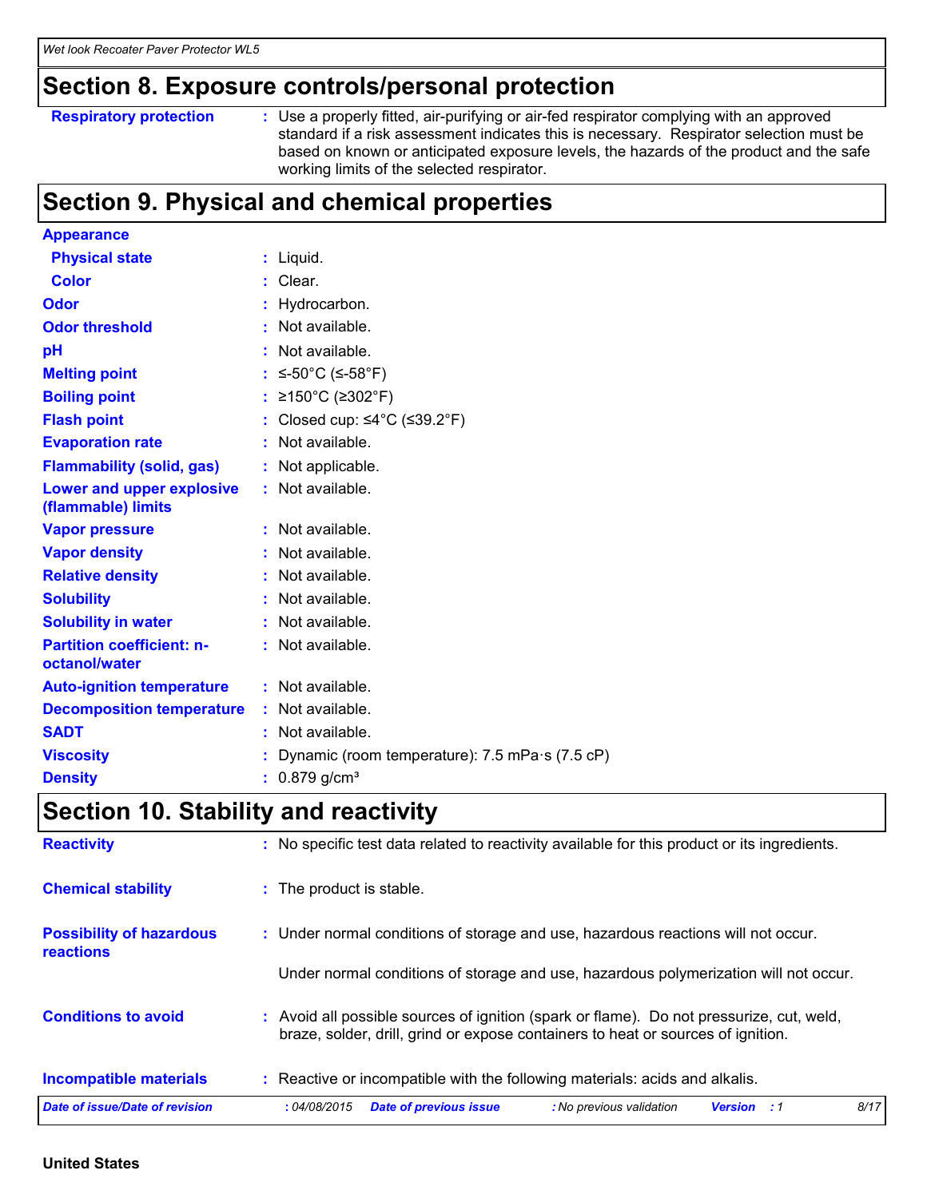## Section 8. Exposure controls/personal protection

| | |
|---|---|
| **Respiratory protection** | : Use a properly fitted, air-purifying or air-fed respirator complying with an approved standard if a risk assessment indicates this is necessary. Respirator selection must be based on known or anticipated exposure levels, the hazards of the product and the safe working limits of the selected respirator. |

## Section 9. Physical and chemical properties

| | |
|---|---|
| **Appearance** | |
| **Physical state** | : Liquid. |
| **Color** | : Clear. |
| **Odor** | : Hydrocarbon. |
| **Odor threshold** | : Not available. |
| **pH** | : Not available. |
| **Melting point** | : ≤-50°C (≤-58°F) |
| **Boiling point** | : ≥150°C (≥302°F) |
| **Flash point** | : Closed cup: ≤4°C (≤39.2°F) |
| **Evaporation rate** | : Not available. |
| **Flammability (solid, gas)** | : Not applicable. |
| **Lower and upper explosive (flammable) limits** | : Not available. |
| **Vapor pressure** | : Not available. |
| **Vapor density** | : Not available. |
| **Relative density** | : Not available. |
| **Solubility** | : Not available. |
| **Solubility in water** | : Not available. |
| **Partition coefficient: n-octanol/water** | : Not available. |
| **Auto-ignition temperature** | : Not available. |
| **Decomposition temperature** | : Not available. |
| **SADT** | : Not available. |
| **Viscosity** | : Dynamic (room temperature): 7.5 mPa·s (7.5 cP) |
| **Density** | : 0.879 g/cm³ |

## Section 10. Stability and reactivity

| | |
|---|---|
| **Reactivity** | : No specific test data related to reactivity available for this product or its ingredients. |
| **Chemical stability** | : The product is stable. |
| **Possibility of hazardous reactions** | : Under normal conditions of storage and use, hazardous reactions will not occur.<br><br>Under normal conditions of storage and use, hazardous polymerization will not occur. |
| **Conditions to avoid** | : Avoid all possible sources of ignition (spark or flame). Do not pressurize, cut, weld, braze, solder, drill, grind or expose containers to heat or sources of ignition. |
| **Incompatible materials** | : Reactive or incompatible with the following materials: acids and alkalis. |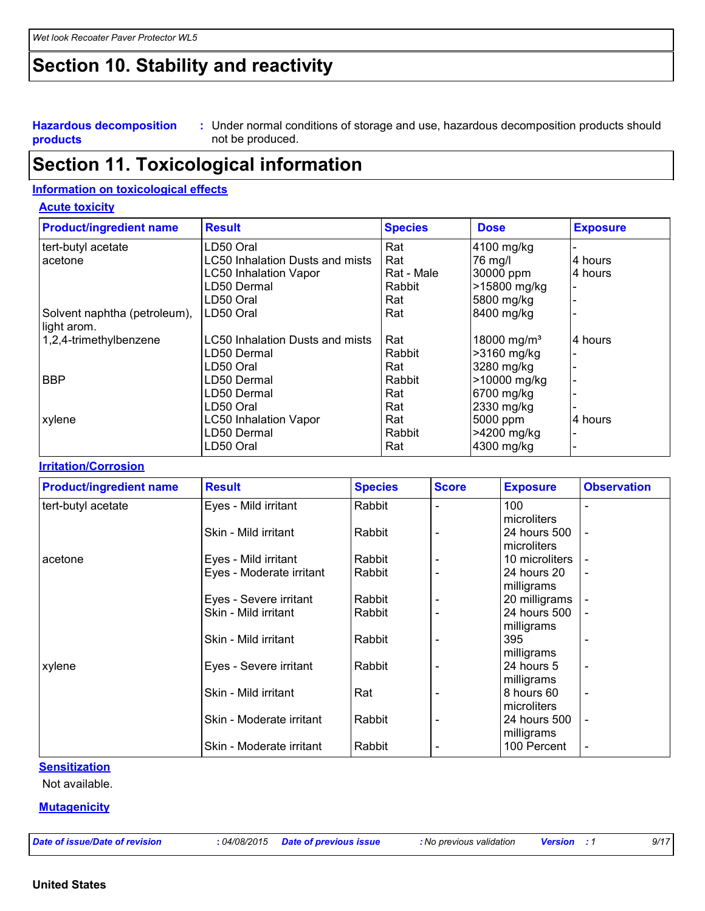## Section 10. Stability and reactivity

**Hazardous decomposition products** : Under normal conditions of storage and use, hazardous decomposition products should not be produced.

## Section 11. Toxicological information

### Information on toxicological effects

#### Acute toxicity

| Product/ingredient name | Result | Species | Dose | Exposure |
|---|---|---|---|---|
| tert-butyl acetate | LD50 Oral | Rat | 4100 mg/kg | - |
| acetone | LC50 Inhalation Dusts and mists | Rat | 76 mg/l | 4 hours |
| | LC50 Inhalation Vapor | Rat - Male | 30000 ppm | 4 hours |
| | LD50 Dermal | Rabbit | >15800 mg/kg | - |
| | LD50 Oral | Rat | 5800 mg/kg | - |
| Solvent naphtha (petroleum), light arom. | LD50 Oral | Rat | 8400 mg/kg | - |
| 1,2,4-trimethylbenzene | LC50 Inhalation Dusts and mists | Rat | 18000 mg/m³ | 4 hours |
| | LD50 Dermal | Rabbit | >3160 mg/kg | - |
| | LD50 Oral | Rat | 3280 mg/kg | - |
| BBP | LD50 Dermal | Rabbit | >10000 mg/kg | - |
| | LD50 Dermal | Rat | 6700 mg/kg | - |
| | LD50 Oral | Rat | 2330 mg/kg | - |
| xylene | LC50 Inhalation Vapor | Rat | 5000 ppm | 4 hours |
| | LD50 Dermal | Rabbit | >4200 mg/kg | - |
| | LD50 Oral | Rat | 4300 mg/kg | - |

#### Irritation/Corrosion

| Product/ingredient name | Result | Species | Score | Exposure | Observation |
|---|---|---|---|---|---|
| tert-butyl acetate | Eyes - Mild irritant | Rabbit | - | 100 microliters | - |
| | Skin - Mild irritant | Rabbit | - | 24 hours 500 microliters | - |
| acetone | Eyes - Mild irritant | Rabbit | - | 10 microliters | - |
| | Eyes - Moderate irritant | Rabbit | - | 24 hours 20 milligrams | - |
| | Eyes - Severe irritant | Rabbit | - | 20 milligrams | - |
| | Skin - Mild irritant | Rabbit | - | 24 hours 500 milligrams | - |
| | Skin - Mild irritant | Rabbit | - | 395 milligrams | - |
| xylene | Eyes - Severe irritant | Rabbit | - | 24 hours 5 milligrams | - |
| | Skin - Mild irritant | Rat | - | 8 hours 60 microliters | - |
| | Skin - Moderate irritant | Rabbit | - | 24 hours 500 milligrams | - |
| | Skin - Moderate irritant | Rabbit | - | 100 Percent | - |

#### Sensitization

Not available.

#### Mutagenicity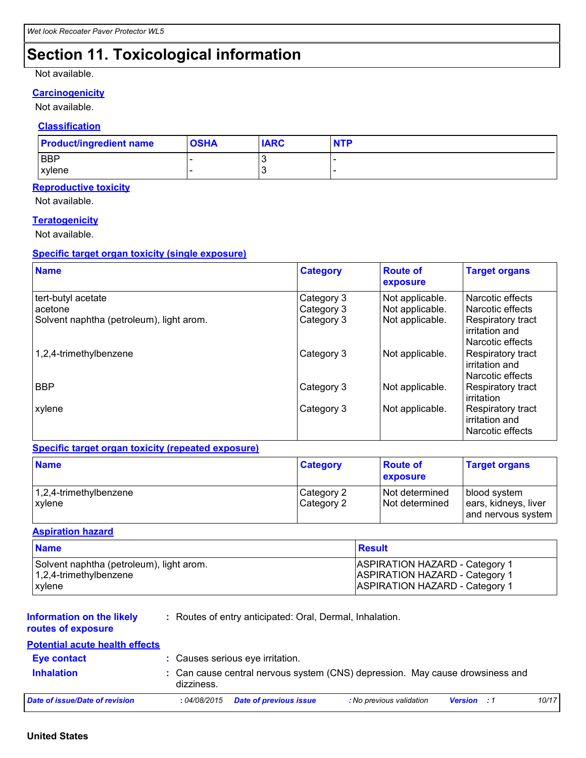## Section 11. Toxicological information

Not available.

### Carcinogenicity

Not available.

### Classification

| Product/ingredient name | OSHA | IARC | NTP |
|---|---|---|---|
| BBP | - | 3 | - |
| xylene | - | 3 | - |

### Reproductive toxicity

Not available.

### Teratogenicity

Not available.

### Specific target organ toxicity (single exposure)

| Name | Category | Route of exposure | Target organs |
|---|---|---|---|
| tert-butyl acetate | Category 3 | Not applicable. | Narcotic effects |
| acetone | Category 3 | Not applicable. | Narcotic effects |
| Solvent naphtha (petroleum), light arom. | Category 3 | Not applicable. | Respiratory tract irritation and Narcotic effects |
| 1,2,4-trimethylbenzene | Category 3 | Not applicable. | Respiratory tract irritation and Narcotic effects |
| BBP | Category 3 | Not applicable. | Respiratory tract irritation |
| xylene | Category 3 | Not applicable. | Respiratory tract irritation and Narcotic effects |

### Specific target organ toxicity (repeated exposure)

| Name | Category | Route of exposure | Target organs |
|---|---|---|---|
| 1,2,4-trimethylbenzene | Category 2 | Not determined | blood system |
| xylene | Category 2 | Not determined | ears, kidneys, liver and nervous system |

### Aspiration hazard

| Name | Result |
|---|---|
| Solvent naphtha (petroleum), light arom. | ASPIRATION HAZARD - Category 1 |
| 1,2,4-trimethylbenzene | ASPIRATION HAZARD - Category 1 |
| xylene | ASPIRATION HAZARD - Category 1 |

**Information on the likely routes of exposure** : Routes of entry anticipated: Oral, Dermal, Inhalation.

### Potential acute health effects

**Eye contact** : Causes serious eye irritation.

**Inhalation** : Can cause central nervous system (CNS) depression. May cause drowsiness and dizziness.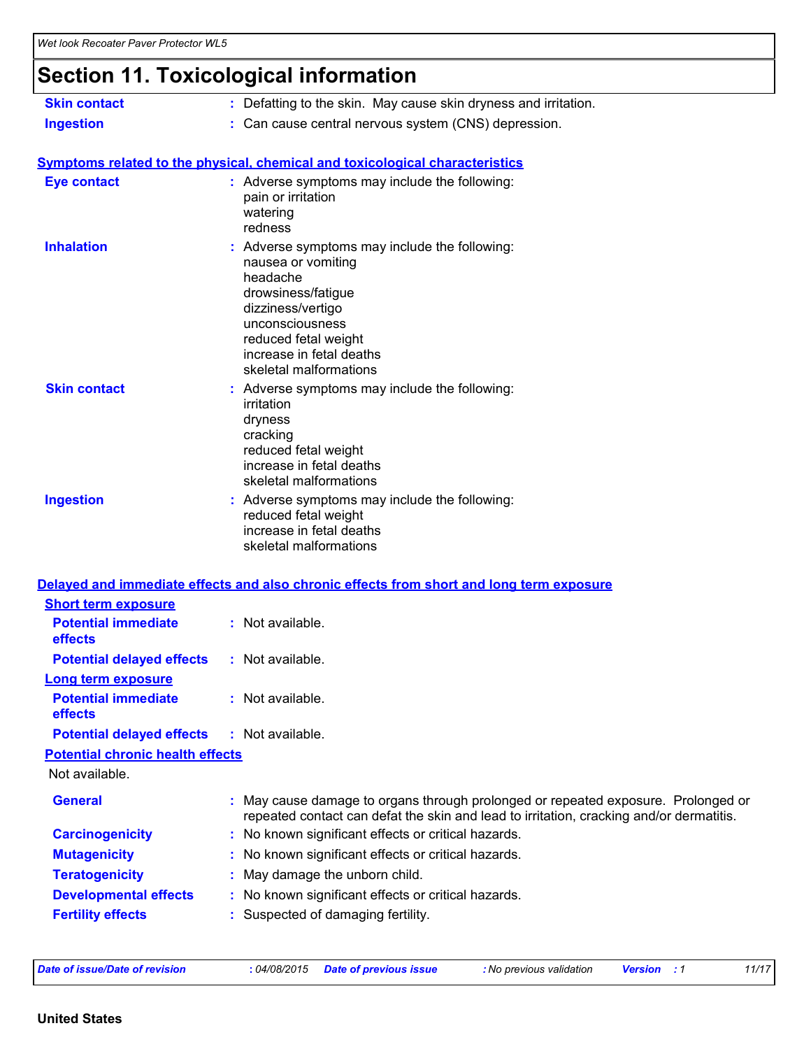# Section 11. Toxicological information

**Skin contact** : Defatting to the skin. May cause skin dryness and irritation.

**Ingestion** : Can cause central nervous system (CNS) depression.

## Symptoms related to the physical, chemical and toxicological characteristics

**Eye contact** : Adverse symptoms may include the following:
pain or irritation
watering
redness

**Inhalation** : Adverse symptoms may include the following:
nausea or vomiting
headache
drowsiness/fatigue
dizziness/vertigo
unconsciousness
reduced fetal weight
increase in fetal deaths
skeletal malformations

**Skin contact** : Adverse symptoms may include the following:
irritation
dryness
cracking
reduced fetal weight
increase in fetal deaths
skeletal malformations

**Ingestion** : Adverse symptoms may include the following:
reduced fetal weight
increase in fetal deaths
skeletal malformations

## Delayed and immediate effects and also chronic effects from short and long term exposure

### Short term exposure

**Potential immediate effects** : Not available.

**Potential delayed effects** : Not available.

### Long term exposure

**Potential immediate effects** : Not available.

**Potential delayed effects** : Not available.

### Potential chronic health effects

Not available.

**General** : May cause damage to organs through prolonged or repeated exposure. Prolonged or repeated contact can defat the skin and lead to irritation, cracking and/or dermatitis.

**Carcinogenicity** : No known significant effects or critical hazards.

**Mutagenicity** : No known significant effects or critical hazards.

**Teratogenicity** : May damage the unborn child.

**Developmental effects** : No known significant effects or critical hazards.

**Fertility effects** : Suspected of damaging fertility.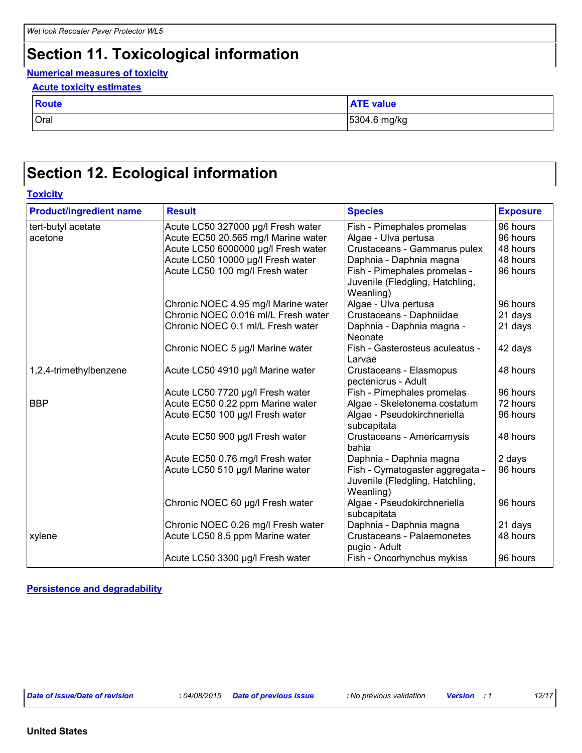# Section 11. Toxicological information

**Numerical measures of toxicity**

**Acute toxicity estimates**

| Route | ATE value |
|---|---|
| Oral | 5304.6 mg/kg |

# Section 12. Ecological information

**Toxicity**

| Product/ingredient name | Result | Species | Exposure |
|---|---|---|---|
| tert-butyl acetate | Acute LC50 327000 µg/l Fresh water | Fish - Pimephales promelas | 96 hours |
| acetone | Acute EC50 20.565 mg/l Marine water | Algae - Ulva pertusa | 96 hours |
| | Acute LC50 6000000 µg/l Fresh water | Crustaceans - Gammarus pulex | 48 hours |
| | Acute LC50 10000 µg/l Fresh water | Daphnia - Daphnia magna | 48 hours |
| | Acute LC50 100 mg/l Fresh water | Fish - Pimephales promelas - Juvenile (Fledgling, Hatchling, Weanling) | 96 hours |
| | Chronic NOEC 4.95 mg/l Marine water | Algae - Ulva pertusa | 96 hours |
| | Chronic NOEC 0.016 ml/L Fresh water | Crustaceans - Daphniidae | 21 days |
| | Chronic NOEC 0.1 ml/L Fresh water | Daphnia - Daphnia magna - Neonate | 21 days |
| | Chronic NOEC 5 µg/l Marine water | Fish - Gasterosteus aculeatus - Larvae | 42 days |
| 1,2,4-trimethylbenzene | Acute LC50 4910 µg/l Marine water | Crustaceans - Elasmopus pectenicrus - Adult | 48 hours |
| | Acute LC50 7720 µg/l Fresh water | Fish - Pimephales promelas | 96 hours |
| BBP | Acute EC50 0.22 ppm Marine water | Algae - Skeletonema costatum | 72 hours |
| | Acute EC50 100 µg/l Fresh water | Algae - Pseudokirchneriella subcapitata | 96 hours |
| | Acute EC50 900 µg/l Fresh water | Crustaceans - Americamysis bahia | 48 hours |
| | Acute EC50 0.76 mg/l Fresh water | Daphnia - Daphnia magna | 2 days |
| | Acute LC50 510 µg/l Marine water | Fish - Cymatogaster aggregata - Juvenile (Fledgling, Hatchling, Weanling) | 96 hours |
| | Chronic NOEC 60 µg/l Fresh water | Algae - Pseudokirchneriella subcapitata | 96 hours |
| | Chronic NOEC 0.26 mg/l Fresh water | Daphnia - Daphnia magna | 21 days |
| xylene | Acute LC50 8.5 ppm Marine water | Crustaceans - Palaemonetes pugio - Adult | 48 hours |
| | Acute LC50 3300 µg/l Fresh water | Fish - Oncorhynchus mykiss | 96 hours |

**Persistence and degradability**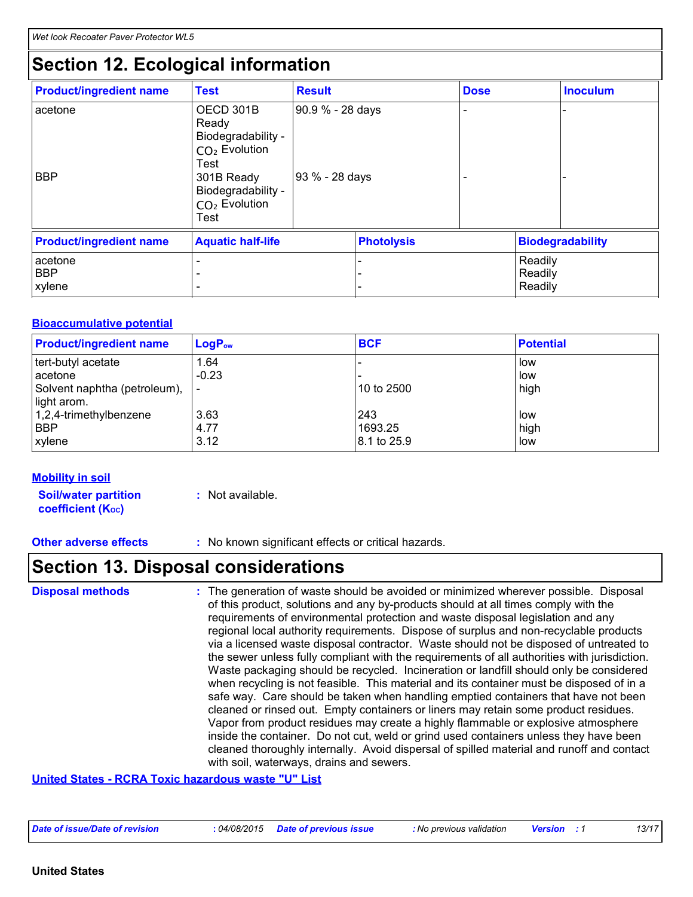# Section 12. Ecological information

| Product/ingredient name | Test | Result | Dose | Inoculum |
| --- | --- | --- | --- | --- |
| acetone | OECD 301B Ready Biodegradability - $CO_2$ Evolution Test | 90.9 % - 28 days | - | - |
| BBP | 301B Ready Biodegradability - $CO_2$ Evolution Test | 93 % - 28 days | - | - |

| Product/ingredient name | Aquatic half-life | Photolysis | Biodegradability |
| --- | --- | --- | --- |
| acetone | - | - | Readily |
| BBP | - | - | Readily |
| xylene | - | - | Readily |

**Bioaccumulative potential**

| Product/ingredient name | $LogP_{ow}$ | BCF | Potential |
| --- | --- | --- | --- |
| tert-butyl acetate | 1.64 | - | low |
| acetone | -0.23 | - | low |
| Solvent naphtha (petroleum), light arom. | - | 10 to 2500 | high |
| 1,2,4-trimethylbenzene | 3.63 | 243 | low |
| BBP | 4.77 | 1693.25 | high |
| xylene | 3.12 | 8.1 to 25.9 | low |

**Mobility in soil**

**Soil/water partition coefficient ($K_{OC}$)** : Not available.

**Other adverse effects** : No known significant effects or critical hazards.

# Section 13. Disposal considerations

**Disposal methods** : The generation of waste should be avoided or minimized wherever possible. Disposal of this product, solutions and any by-products should at all times comply with the requirements of environmental protection and waste disposal legislation and any regional local authority requirements. Dispose of surplus and non-recyclable products via a licensed waste disposal contractor. Waste should not be disposed of untreated to the sewer unless fully compliant with the requirements of all authorities with jurisdiction. Waste packaging should be recycled. Incineration or landfill should only be considered when recycling is not feasible. This material and its container must be disposed of in a safe way. Care should be taken when handling emptied containers that have not been cleaned or rinsed out. Empty containers or liners may retain some product residues. Vapor from product residues may create a highly flammable or explosive atmosphere inside the container. Do not cut, weld or grind used containers unless they have been cleaned thoroughly internally. Avoid dispersal of spilled material and runoff and contact with soil, waterways, drains and sewers.

**United States - RCRA Toxic hazardous waste "U" List**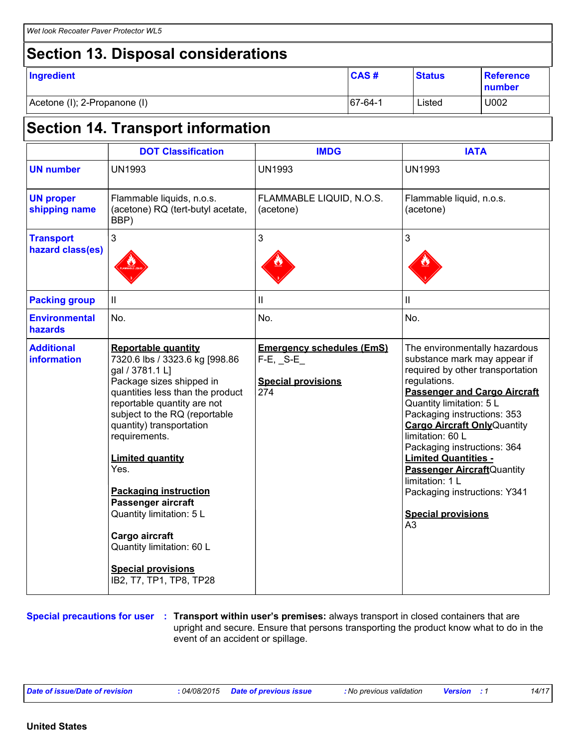## Section 13. Disposal considerations

| Ingredient | CAS # | Status | Reference number |
|---|---|---|---|
| Acetone (I); 2-Propanone (I) | 67-64-1 | Listed | U002 |

## Section 14. Transport information

| | DOT Classification | IMDG | IATA |
|---|---|---|---|
| **UN number** | UN1993 | UN1993 | UN1993 |
| **UN proper shipping name** | Flammable liquids, n.o.s. (acetone) RQ (tert-butyl acetate, BBP) | FLAMMABLE LIQUID, N.O.S. (acetone) | Flammable liquid, n.o.s. (acetone) |
| **Transport hazard class(es)** | 3 | 3 | 3 |
| **Packing group** | II | II | II |
| **Environmental hazards** | No. | No. | No. |
| **Additional information** | **Reportable quantity**<br>7320.6 lbs / 3323.6 kg [998.86 gal / 3781.1 L]<br>Package sizes shipped in quantities less than the product reportable quantity are not subject to the RQ (reportable quantity) transportation requirements.<br><br>**Limited quantity**<br>Yes.<br><br>**Packaging instruction**<br>**Passenger aircraft**<br>Quantity limitation: 5 L<br><br>**Cargo aircraft**<br>Quantity limitation: 60 L<br><br>**Special provisions**<br>IB2, T7, TP1, TP8, TP28 | **Emergency schedules (EmS)**<br>F-E, _S-E_<br><br>**Special provisions**<br>274 | The environmentally hazardous substance mark may appear if required by other transportation regulations.<br>**Passenger and Cargo Aircraft** Quantity limitation: 5 L<br>Packaging instructions: 353<br>**Cargo Aircraft Only** Quantity limitation: 60 L<br>Packaging instructions: 364<br>**Limited Quantities - Passenger Aircraft** Quantity limitation: 1 L<br>Packaging instructions: Y341<br><br>**Special provisions**<br>A3 |

**Special precautions for user** : **Transport within user's premises:** always transport in closed containers that are upright and secure. Ensure that persons transporting the product know what to do in the event of an accident or spillage.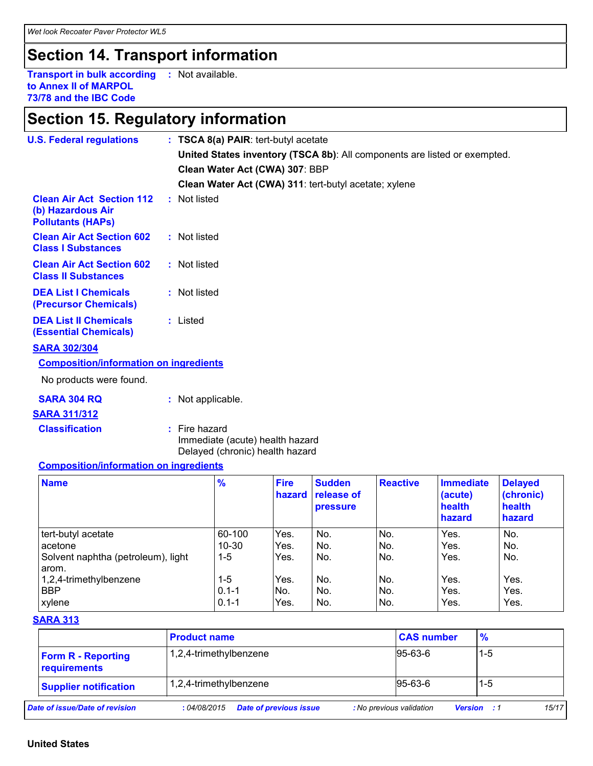## Section 14. Transport information

**Transport in bulk according to Annex II of MARPOL 73/78 and the IBC Code** : Not available.

## Section 15. Regulatory information

**U.S. Federal regulations** : **TSCA 8(a) PAIR**: tert-butyl acetate

**United States inventory (TSCA 8b)**: All components are listed or exempted.

**Clean Water Act (CWA) 307**: BBP

**Clean Water Act (CWA) 311**: tert-butyl acetate; xylene

**Clean Air Act Section 112 (b) Hazardous Air Pollutants (HAPs)** : Not listed

**Clean Air Act Section 602 Class I Substances** : Not listed

**Clean Air Act Section 602 Class II Substances** : Not listed

**DEA List I Chemicals (Precursor Chemicals)** : Not listed

**DEA List II Chemicals (Essential Chemicals)** : Listed

**SARA 302/304**

**Composition/information on ingredients**

No products were found.

**SARA 304 RQ** : Not applicable.

**SARA 311/312**

**Classification** : Fire hazard
Immediate (acute) health hazard
Delayed (chronic) health hazard

**Composition/information on ingredients**

| Name | % | Fire hazard | Sudden release of pressure | Reactive | Immediate (acute) health hazard | Delayed (chronic) health hazard |
|---|---|---|---|---|---|---|
| tert-butyl acetate | 60-100 | Yes. | No. | No. | Yes. | No. |
| acetone | 10-30 | Yes. | No. | No. | Yes. | No. |
| Solvent naphtha (petroleum), light arom. | 1-5 | Yes. | No. | No. | Yes. | No. |
| 1,2,4-trimethylbenzene | 1-5 | Yes. | No. | No. | Yes. | Yes. |
| BBP | 0.1-1 | No. | No. | No. | Yes. | Yes. |
| xylene | 0.1-1 | Yes. | No. | No. | Yes. | Yes. |

**SARA 313**

| | Product name | CAS number | % |
|---|---|---|---|
| **Form R - Reporting requirements** | 1,2,4-trimethylbenzene | 95-63-6 | 1-5 |
| **Supplier notification** | 1,2,4-trimethylbenzene | 95-63-6 | 1-5 |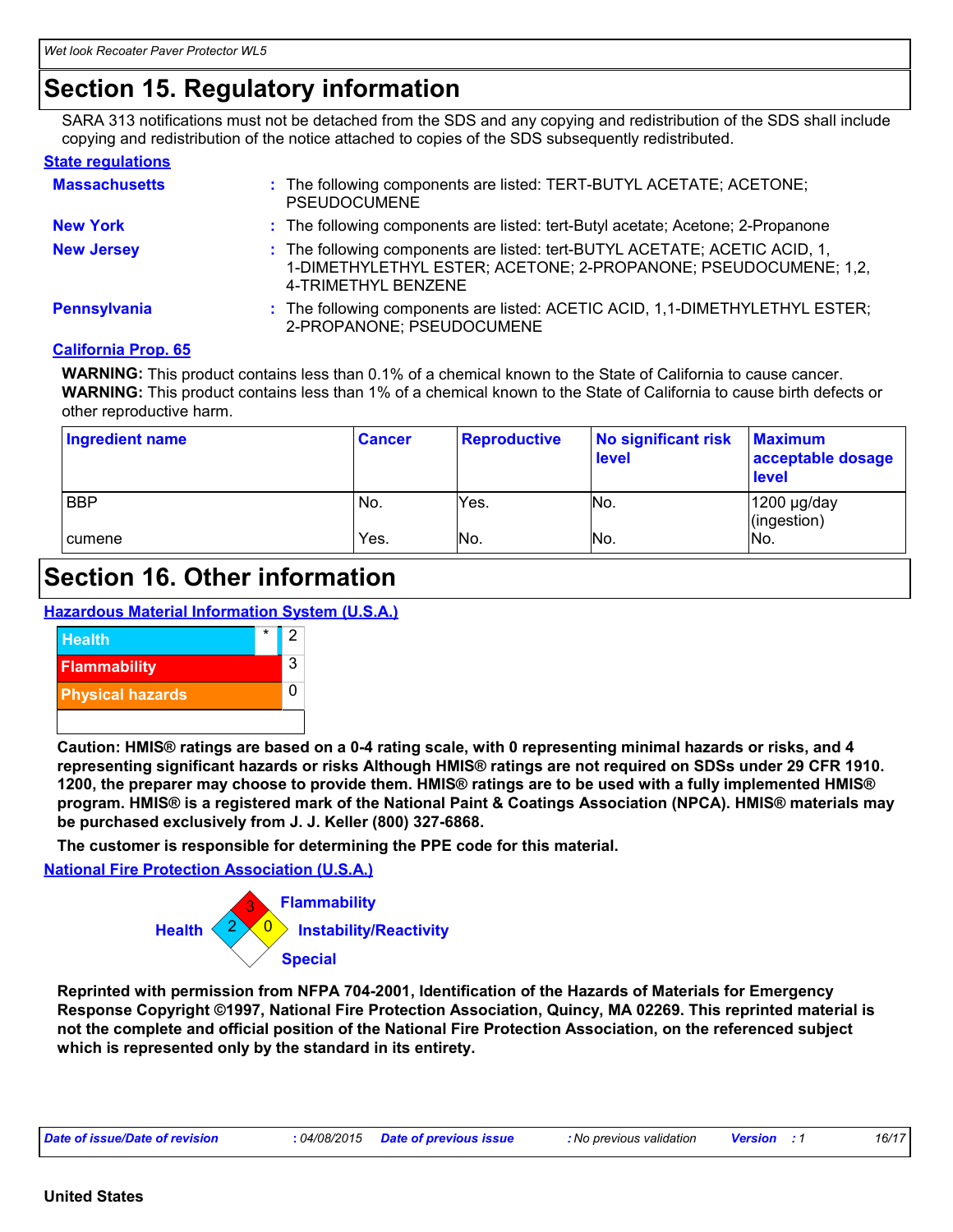## Section 15. Regulatory information

SARA 313 notifications must not be detached from the SDS and any copying and redistribution of the SDS shall include copying and redistribution of the notice attached to copies of the SDS subsequently redistributed.

### State regulations

**Massachusetts** : The following components are listed: TERT-BUTYL ACETATE; ACETONE; PSEUDOCUMENE

**New York** : The following components are listed: tert-Butyl acetate; Acetone; 2-Propanone

**New Jersey** : The following components are listed: tert-BUTYL ACETATE; ACETIC ACID, 1, 1-DIMETHYLETHYL ESTER; ACETONE; 2-PROPANONE; PSEUDOCUMENE; 1,2, 4-TRIMETHYL BENZENE

**Pennsylvania** : The following components are listed: ACETIC ACID, 1,1-DIMETHYLETHYL ESTER; 2-PROPANONE; PSEUDOCUMENE

### California Prop. 65

**WARNING:** This product contains less than 0.1% of a chemical known to the State of California to cause cancer.
**WARNING:** This product contains less than 1% of a chemical known to the State of California to cause birth defects or other reproductive harm.

| Ingredient name | Cancer | Reproductive | No significant risk level | Maximum acceptable dosage level |
|---|---|---|---|---|
| BBP | No. | Yes. | No. | 1200 µg/day (ingestion) |
| cumene | Yes. | No. | No. | No. |

## Section 16. Other information

### Hazardous Material Information System (U.S.A.)

| | | |
|---|---|---|
| Health | * | 2 |
| Flammability | | 3 |
| Physical hazards | | 0 |

**Caution: HMIS® ratings are based on a 0-4 rating scale, with 0 representing minimal hazards or risks, and 4 representing significant hazards or risks Although HMIS® ratings are not required on SDSs under 29 CFR 1910. 1200, the preparer may choose to provide them. HMIS® ratings are to be used with a fully implemented HMIS® program. HMIS® is a registered mark of the National Paint & Coatings Association (NPCA). HMIS® materials may be purchased exclusively from J. J. Keller (800) 327-6868.**

**The customer is responsible for determining the PPE code for this material.**

### National Fire Protection Association (U.S.A.)

Health: 2
Flammability: 3
Instability/Reactivity: 0
Special:

**Reprinted with permission from NFPA 704-2001, Identification of the Hazards of Materials for Emergency Response Copyright ©1997, National Fire Protection Association, Quincy, MA 02269. This reprinted material is not the complete and official position of the National Fire Protection Association, on the referenced subject which is represented only by the standard in its entirety.**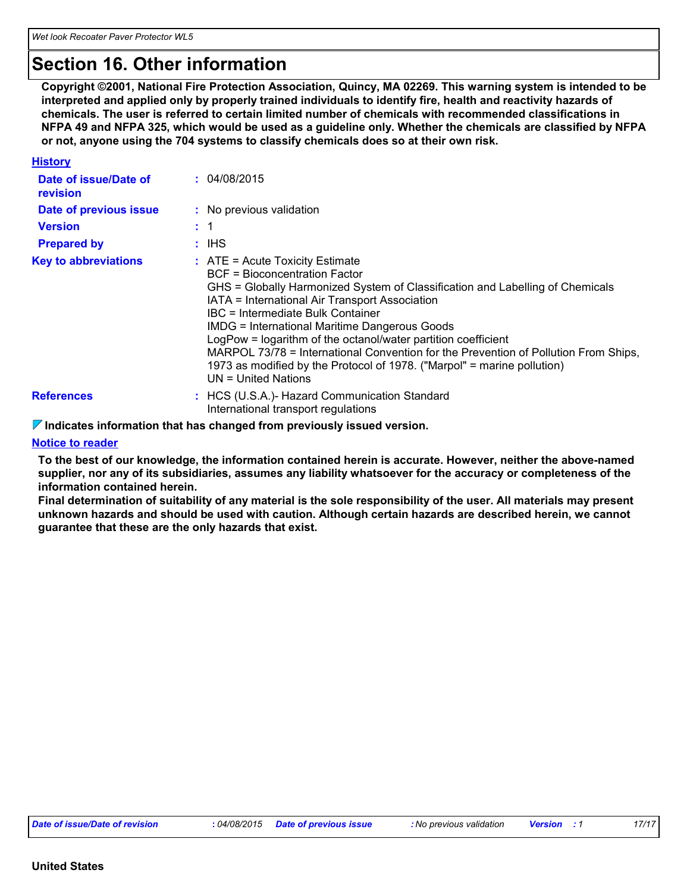# Section 16. Other information

**Copyright ©2001, National Fire Protection Association, Quincy, MA 02269. This warning system is intended to be interpreted and applied only by properly trained individuals to identify fire, health and reactivity hazards of chemicals. The user is referred to certain limited number of chemicals with recommended classifications in NFPA 49 and NFPA 325, which would be used as a guideline only. Whether the chemicals are classified by NFPA or not, anyone using the 704 systems to classify chemicals does so at their own risk.**

## History

**Date of issue/Date of revision** : 04/08/2015

**Date of previous issue** : No previous validation

**Version** : 1

**Prepared by** : IHS

**Key to abbreviations** :
ATE = Acute Toxicity Estimate
BCF = Bioconcentration Factor
GHS = Globally Harmonized System of Classification and Labelling of Chemicals
IATA = International Air Transport Association
IBC = Intermediate Bulk Container
IMDG = International Maritime Dangerous Goods
LogPow = logarithm of the octanol/water partition coefficient
MARPOL 73/78 = International Convention for the Prevention of Pollution From Ships, 1973 as modified by the Protocol of 1978. ("Marpol" = marine pollution)
UN = United Nations

**References** :
HCS (U.S.A.)- Hazard Communication Standard
International transport regulations

**Indicates information that has changed from previously issued version.**

## Notice to reader

**To the best of our knowledge, the information contained herein is accurate. However, neither the above-named supplier, nor any of its subsidiaries, assumes any liability whatsoever for the accuracy or completeness of the information contained herein.**
**Final determination of suitability of any material is the sole responsibility of the user. All materials may present unknown hazards and should be used with caution. Although certain hazards are described herein, we cannot guarantee that these are the only hazards that exist.**